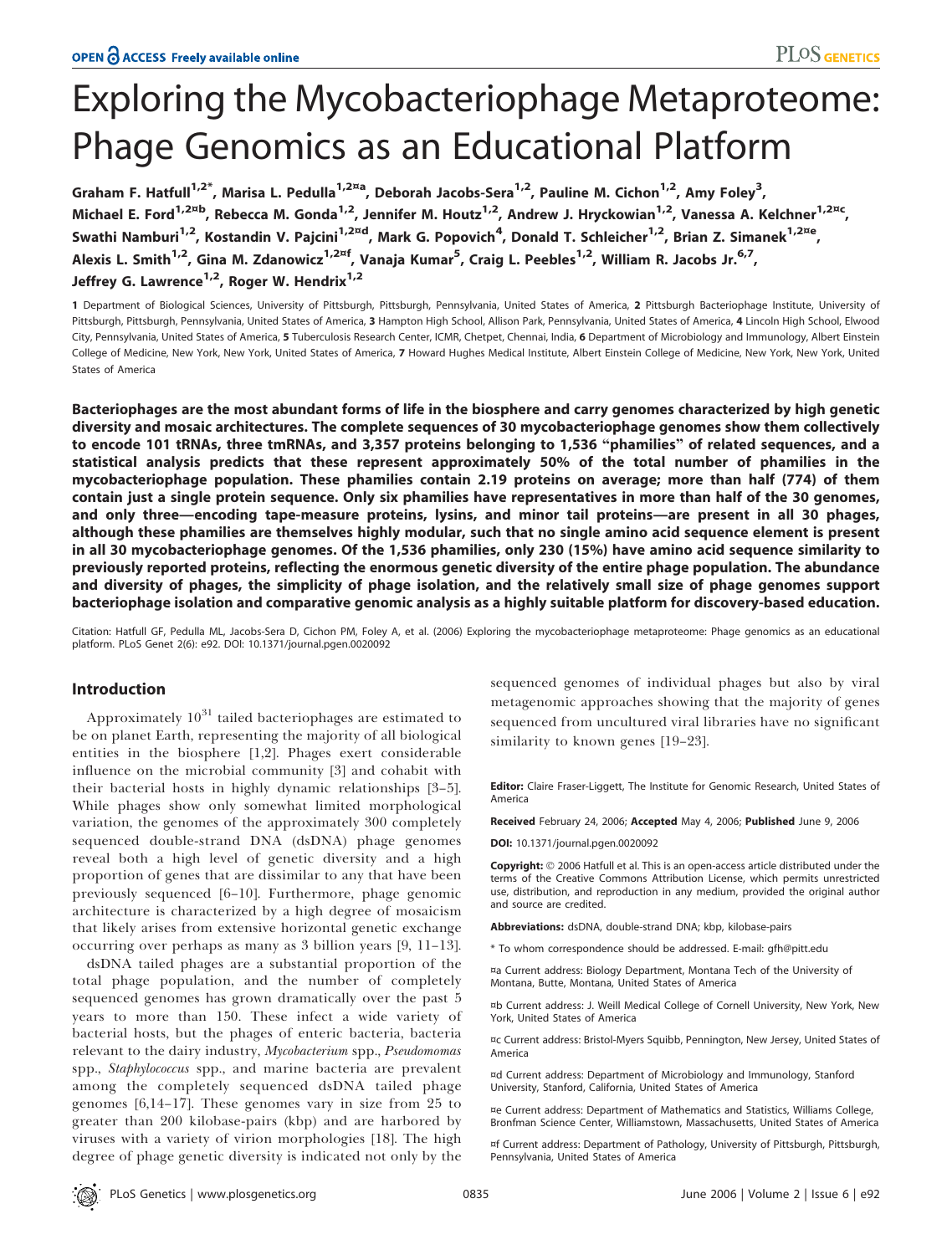# Exploring the Mycobacteriophage Metaproteome: Phage Genomics as an Educational Platform

Graham F. Hatfull[1,2*], Marisa L. Pedulla[1,2¤a], Deborah Jacobs-Sera[1,2], Pauline M. Cichon[1,2], Amy Foley[3], Michael E. Ford[1,2¤b], Rebecca M. Gonda[1,2], Jennifer M. Houtz[1,2], Andrew J. Hryckowian[1,2], Vanessa A. Kelchner[1,2¤c], Swathi Namburi[1,2], Kostandin V. Pajcini[1,2¤d], Mark G. Popovich[4], Donald T. Schleicher[1,2], Brian Z. Simanek[1,2¤e], Alexis L. Smith[1,2], Gina M. Zdanowicz[1,2¤f], Vanaja Kumar[5], Craig L. Peebles[1,2], William R. Jacobs Jr.[6,7], Jeffrey G. Lawrence[1,2], Roger W. Hendrix[1,2]

**1** Department of Biological Sciences, University of Pittsburgh, Pittsburgh, Pennsylvania, United States of America, **2** Pittsburgh Bacteriophage Institute, University of Pittsburgh, Pittsburgh, Pennsylvania, United States of America, **3** Hampton High School, Allison Park, Pennsylvania, United States of America, **4** Lincoln High School, Elwood City, Pennsylvania, United States of America, **5** Tuberculosis Research Center, ICMR, Chetpet, Chennai, India, **6** Department of Microbiology and Immunology, Albert Einstein College of Medicine, New York, New York, United States of America, **7** Howard Hughes Medical Institute, Albert Einstein College of Medicine, New York, New York, United States of America

**Bacteriophages are the most abundant forms of life in the biosphere and carry genomes characterized by high genetic diversity and mosaic architectures. The complete sequences of 30 mycobacteriophage genomes show them collectively to encode 101 tRNAs, three tmRNAs, and 3,357 proteins belonging to 1,536 "phamilies" of related sequences, and a statistical analysis predicts that these represent approximately 50% of the total number of phamilies in the mycobacteriophage population. These phamilies contain 2.19 proteins on average; more than half (774) of them contain just a single protein sequence. Only six phamilies have representatives in more than half of the 30 genomes, and only three—encoding tape-measure proteins, lysins, and minor tail proteins—are present in all 30 phages, although these phamilies are themselves highly modular, such that no single amino acid sequence element is present in all 30 mycobacteriophage genomes. Of the 1,536 phamilies, only 230 (15%) have amino acid sequence similarity to previously reported proteins, reflecting the enormous genetic diversity of the entire phage population. The abundance and diversity of phages, the simplicity of phage isolation, and the relatively small size of phage genomes support bacteriophage isolation and comparative genomic analysis as a highly suitable platform for discovery-based education.**

Citation: Hatfull GF, Pedulla ML, Jacobs-Sera D, Cichon PM, Foley A, et al. (2006) Exploring the mycobacteriophage metaproteome: Phage genomics as an educational platform. PLoS Genet 2(6): e92. DOI: 10.1371/journal.pgen.0020092

## Introduction

Approximately $10^{31}$ tailed bacteriophages are estimated to be on planet Earth, representing the majority of all biological entities in the biosphere [1,2]. Phages exert considerable influence on the microbial community [3] and cohabit with their bacterial hosts in highly dynamic relationships [3–5]. While phages show only somewhat limited morphological variation, the genomes of the approximately 300 completely sequenced double-strand DNA (dsDNA) phage genomes reveal both a high level of genetic diversity and a high proportion of genes that are dissimilar to any that have been previously sequenced [6–10]. Furthermore, phage genomic architecture is characterized by a high degree of mosaicism that likely arises from extensive horizontal genetic exchange occurring over perhaps as many as 3 billion years [9, 11–13].

dsDNA tailed phages are a substantial proportion of the total phage population, and the number of completely sequenced genomes has grown dramatically over the past 5 years to more than 150. These infect a wide variety of bacterial hosts, but the phages of enteric bacteria, bacteria relevant to the dairy industry, *Mycobacterium* spp., *Pseudomonas* spp., *Staphylococcus* spp., and marine bacteria are prevalent among the completely sequenced dsDNA tailed phage genomes [6,14–17]. These genomes vary in size from 25 to greater than 200 kilobase-pairs (kbp) and are harbored by viruses with a variety of virion morphologies [18]. The high degree of phage genetic diversity is indicated not only by the sequenced genomes of individual phages but also by viral metagenomic approaches showing that the majority of genes sequenced from uncultured viral libraries have no significant similarity to known genes [19–23].

**Editor:** Claire Fraser-Liggett, The Institute for Genomic Research, United States of America

**Received** February 24, 2006; **Accepted** May 4, 2006; **Published** June 9, 2006

**DOI:** 10.1371/journal.pgen.0020092

**Copyright:** © 2006 Hatfull et al. This is an open-access article distributed under the terms of the Creative Commons Attribution License, which permits unrestricted use, distribution, and reproduction in any medium, provided the original author and source are credited.

**Abbreviations:** dsDNA, double-strand DNA; kbp, kilobase-pairs

\* To whom correspondence should be addressed. E-mail: gfh@pitt.edu

¤a Current address: Biology Department, Montana Tech of the University of Montana, Butte, Montana, United States of America

¤b Current address: J. Weill Medical College of Cornell University, New York, New York, United States of America

¤c Current address: Bristol-Myers Squibb, Pennington, New Jersey, United States of America

¤d Current address: Department of Microbiology and Immunology, Stanford University, Stanford, California, United States of America

¤e Current address: Department of Mathematics and Statistics, Williams College, Bronfman Science Center, Williamstown, Massachusetts, United States of America

¤f Current address: Department of Pathology, University of Pittsburgh, Pittsburgh, Pennsylvania, United States of America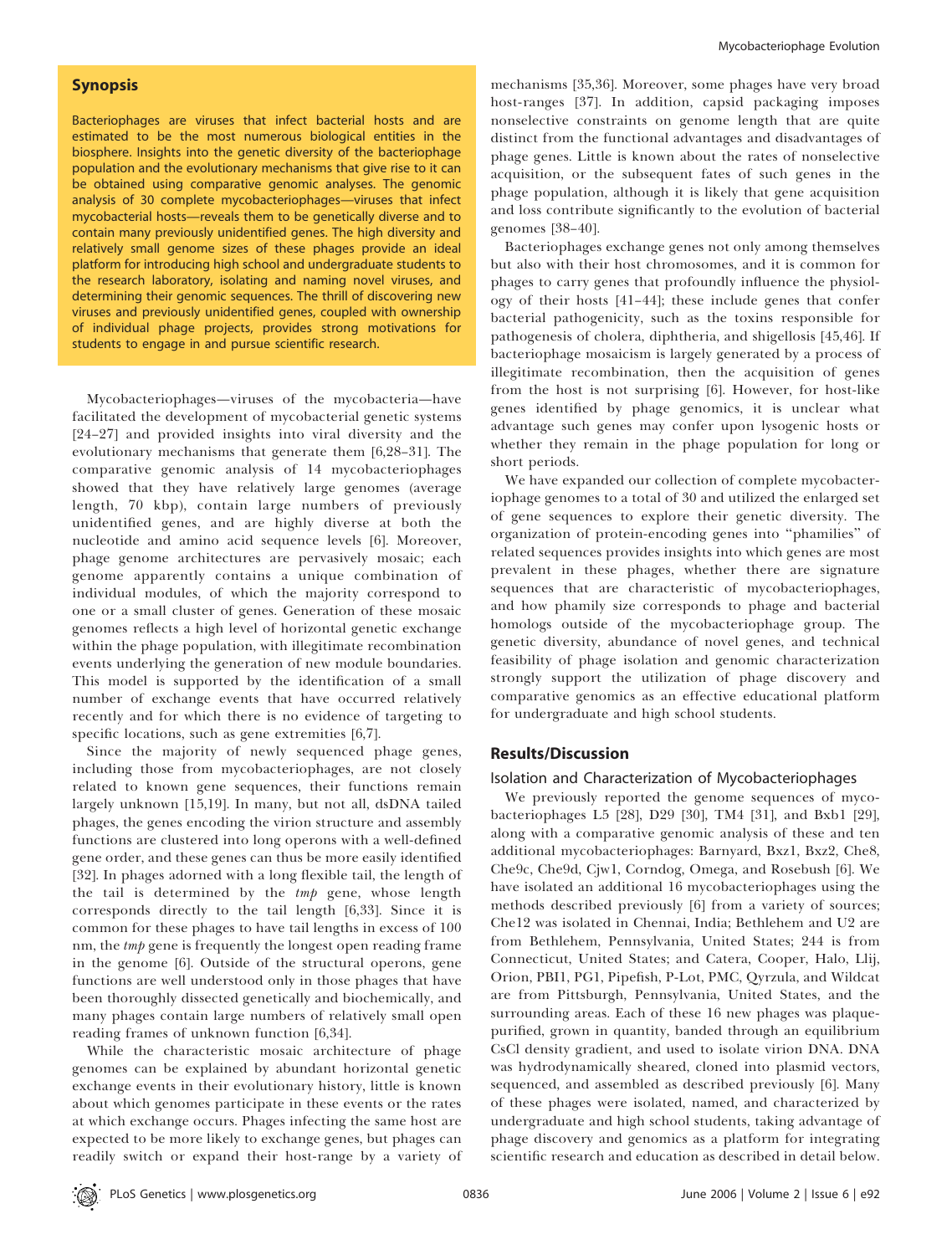## Synopsis

Bacteriophages are viruses that infect bacterial hosts and are estimated to be the most numerous biological entities in the biosphere. Insights into the genetic diversity of the bacteriophage population and the evolutionary mechanisms that give rise to it can be obtained using comparative genomic analyses. The genomic analysis of 30 complete mycobacteriophages—viruses that infect mycobacterial hosts—reveals them to be genetically diverse and to contain many previously unidentified genes. The high diversity and relatively small genome sizes of these phages provide an ideal platform for introducing high school and undergraduate students to the research laboratory, isolating and naming novel viruses, and determining their genomic sequences. The thrill of discovering new viruses and previously unidentified genes, coupled with ownership of individual phage projects, provides strong motivations for students to engage in and pursue scientific research.

Mycobacteriophages—viruses of the mycobacteria—have facilitated the development of mycobacterial genetic systems [24–27] and provided insights into viral diversity and the evolutionary mechanisms that generate them [6,28–31]. The comparative genomic analysis of 14 mycobacteriophages showed that they have relatively large genomes (average length, 70 kbp), contain large numbers of previously unidentified genes, and are highly diverse at both the nucleotide and amino acid sequence levels [6]. Moreover, phage genome architectures are pervasively mosaic; each genome apparently contains a unique combination of individual modules, of which the majority correspond to one or a small cluster of genes. Generation of these mosaic genomes reflects a high level of horizontal genetic exchange within the phage population, with illegitimate recombination events underlying the generation of new module boundaries. This model is supported by the identification of a small number of exchange events that have occurred relatively recently and for which there is no evidence of targeting to specific locations, such as gene extremities [6,7].

Since the majority of newly sequenced phage genes, including those from mycobacteriophages, are not closely related to known gene sequences, their functions remain largely unknown [15,19]. In many, but not all, dsDNA tailed phages, the genes encoding the virion structure and assembly functions are clustered into long operons with a well-defined gene order, and these genes can thus be more easily identified [32]. In phages adorned with a long flexible tail, the length of the tail is determined by the *tmp* gene, whose length corresponds directly to the tail length [6,33]. Since it is common for these phages to have tail lengths in excess of 100 nm, the *tmp* gene is frequently the longest open reading frame in the genome [6]. Outside of the structural operons, gene functions are well understood only in those phages that have been thoroughly dissected genetically and biochemically, and many phages contain large numbers of relatively small open reading frames of unknown function [6,34].

While the characteristic mosaic architecture of phage genomes can be explained by abundant horizontal genetic exchange events in their evolutionary history, little is known about which genomes participate in these events or the rates at which exchange occurs. Phages infecting the same host are expected to be more likely to exchange genes, but phages can readily switch or expand their host-range by a variety of mechanisms [35,36]. Moreover, some phages have very broad host-ranges [37]. In addition, capsid packaging imposes nonselective constraints on genome length that are quite distinct from the functional advantages and disadvantages of phage genes. Little is known about the rates of nonselective acquisition, or the subsequent fates of such genes in the phage population, although it is likely that gene acquisition and loss contribute significantly to the evolution of bacterial genomes [38–40].

Bacteriophages exchange genes not only among themselves but also with their host chromosomes, and it is common for phages to carry genes that profoundly influence the physiology of their hosts [41–44]; these include genes that confer bacterial pathogenicity, such as the toxins responsible for pathogenesis of cholera, diphtheria, and shigellosis [45,46]. If bacteriophage mosaicism is largely generated by a process of illegitimate recombination, then the acquisition of genes from the host is not surprising [6]. However, for host-like genes identified by phage genomics, it is unclear what advantage such genes may confer upon lysogenic hosts or whether they remain in the phage population for long or short periods.

We have expanded our collection of complete mycobacteriophage genomes to a total of 30 and utilized the enlarged set of gene sequences to explore their genetic diversity. The organization of protein-encoding genes into "phamilies" of related sequences provides insights into which genes are most prevalent in these phages, whether there are signature sequences that are characteristic of mycobacteriophages, and how phamily size corresponds to phage and bacterial homologs outside of the mycobacteriophage group. The genetic diversity, abundance of novel genes, and technical feasibility of phage isolation and genomic characterization strongly support the utilization of phage discovery and comparative genomics as an effective educational platform for undergraduate and high school students.

## Results/Discussion

### Isolation and Characterization of Mycobacteriophages

We previously reported the genome sequences of mycobacteriophages L5 [28], D29 [30], TM4 [31], and Bxb1 [29], along with a comparative genomic analysis of these and ten additional mycobacteriophages: Barnyard, Bxz1, Bxz2, Che8, Che9c, Che9d, Cjw1, Corndog, Omega, and Rosebush [6]. We have isolated an additional 16 mycobacteriophages using the methods described previously [6] from a variety of sources; Che12 was isolated in Chennai, India; Bethlehem and U2 are from Bethlehem, Pennsylvania, United States; 244 is from Connecticut, United States; and Catera, Cooper, Halo, Llij, Orion, PBI1, PG1, Pipefish, P-Lot, PMC, Qyrzula, and Wildcat are from Pittsburgh, Pennsylvania, United States, and the surrounding areas. Each of these 16 new phages was plaque-purified, grown in quantity, banded through an equilibrium CsCl density gradient, and used to isolate virion DNA. DNA was hydrodynamically sheared, cloned into plasmid vectors, sequenced, and assembled as described previously [6]. Many of these phages were isolated, named, and characterized by undergraduate and high school students, taking advantage of phage discovery and genomics as a platform for integrating scientific research and education as described in detail below.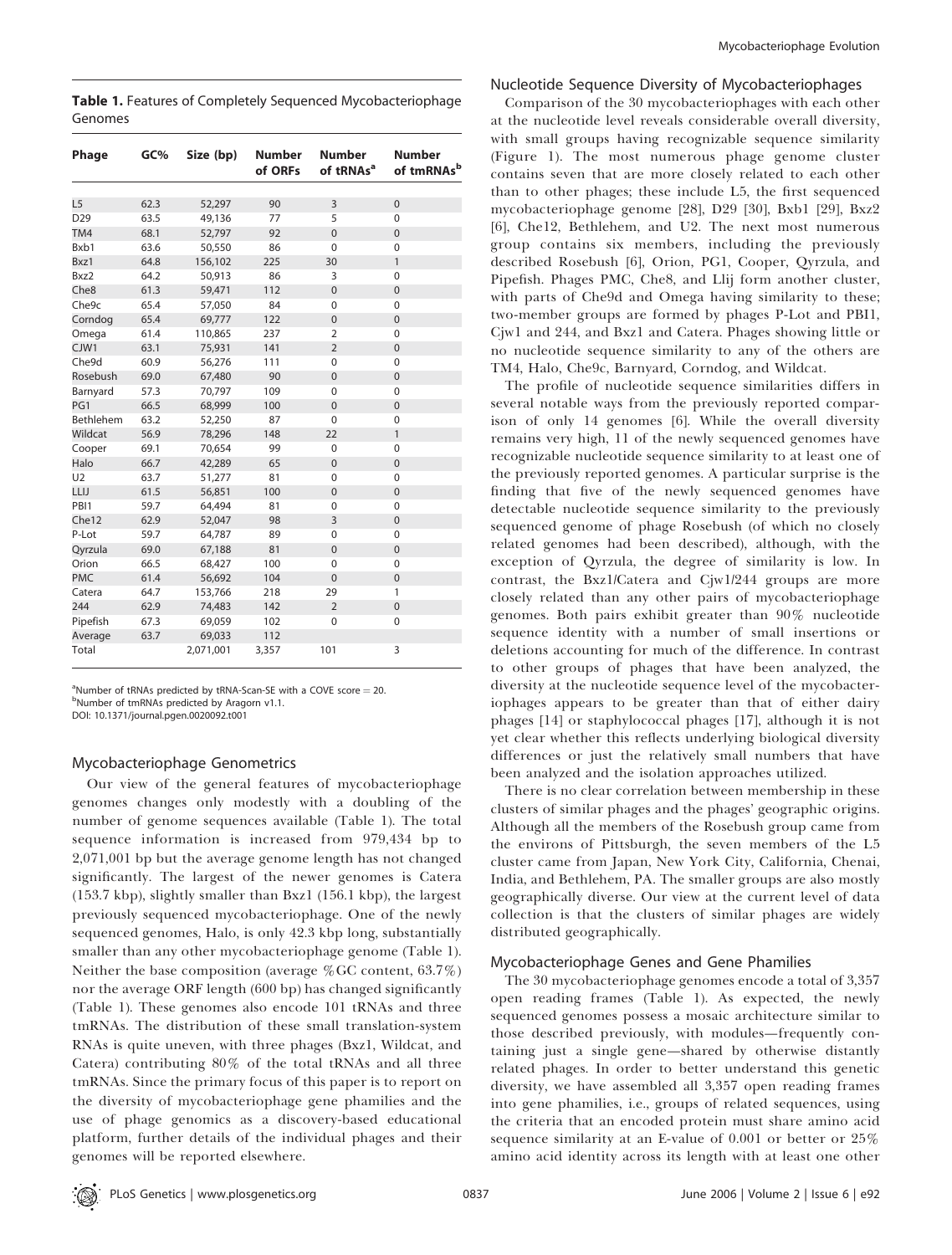**Table 1.** Features of Completely Sequenced Mycobacteriophage Genomes

| Phage | GC% | Size (bp) | Number of ORFs | Number of tRNAs[a] | Number of tmRNAs[b] |
|---|---|---|---|---|---|
| L5 | 62.3 | 52,297 | 90 | 3 | 0 |
| D29 | 63.5 | 49,136 | 77 | 5 | 0 |
| TM4 | 68.1 | 52,797 | 92 | 0 | 0 |
| Bxb1 | 63.6 | 50,550 | 86 | 0 | 0 |
| Bxz1 | 64.8 | 156,102 | 225 | 30 | 1 |
| Bxz2 | 64.2 | 50,913 | 86 | 3 | 0 |
| Che8 | 61.3 | 59,471 | 112 | 0 | 0 |
| Che9c | 65.4 | 57,050 | 84 | 0 | 0 |
| Corndog | 65.4 | 69,777 | 122 | 0 | 0 |
| Omega | 61.4 | 110,865 | 237 | 2 | 0 |
| CJW1 | 63.1 | 75,931 | 141 | 2 | 0 |
| Che9d | 60.9 | 56,276 | 111 | 0 | 0 |
| Rosebush | 69.0 | 67,480 | 90 | 0 | 0 |
| Barnyard | 57.3 | 70,797 | 109 | 0 | 0 |
| PG1 | 66.5 | 68,999 | 100 | 0 | 0 |
| Bethlehem | 63.2 | 52,250 | 87 | 0 | 0 |
| Wildcat | 56.9 | 78,296 | 148 | 22 | 1 |
| Cooper | 69.1 | 70,654 | 99 | 0 | 0 |
| Halo | 66.7 | 42,289 | 65 | 0 | 0 |
| U2 | 63.7 | 51,277 | 81 | 0 | 0 |
| LLIJ | 61.5 | 56,851 | 100 | 0 | 0 |
| PBI1 | 59.7 | 64,494 | 81 | 0 | 0 |
| Che12 | 62.9 | 52,047 | 98 | 3 | 0 |
| P-Lot | 59.7 | 64,787 | 89 | 0 | 0 |
| Qyrzula | 69.0 | 67,188 | 81 | 0 | 0 |
| Orion | 66.5 | 68,427 | 100 | 0 | 0 |
| PMC | 61.4 | 56,692 | 104 | 0 | 0 |
| Catera | 64.7 | 153,766 | 218 | 29 | 1 |
| 244 | 62.9 | 74,483 | 142 | 2 | 0 |
| Pipefish | 67.3 | 69,059 | 102 | 0 | 0 |
| Average | 63.7 | 69,033 | 112 | | |
| Total | | 2,071,001 | 3,357 | 101 | 3 |

[a]Number of tRNAs predicted by tRNA-Scan-SE with a COVE score = 20.
[b]Number of tmRNAs predicted by Aragorn v1.1.
DOI: 10.1371/journal.pgen.0020092.t001

### Mycobacteriophage Genometrics

Our view of the general features of mycobacteriophage genomes changes only modestly with a doubling of the number of genome sequences available (Table 1). The total sequence information is increased from 979,434 bp to 2,071,001 bp but the average genome length has not changed significantly. The largest of the newer genomes is Catera (153.7 kbp), slightly smaller than Bxz1 (156.1 kbp), the largest previously sequenced mycobacteriophage. One of the newly sequenced genomes, Halo, is only 42.3 kbp long, substantially smaller than any other mycobacteriophage genome (Table 1). Neither the base composition (average %GC content, 63.7%) nor the average ORF length (600 bp) has changed significantly (Table 1). These genomes also encode 101 tRNAs and three tmRNAs. The distribution of these small translation-system RNAs is quite uneven, with three phages (Bxz1, Wildcat, and Catera) contributing 80% of the total tRNAs and all three tmRNAs. Since the primary focus of this paper is to report on the diversity of mycobacteriophage gene phamilies and the use of phage genomics as a discovery-based educational platform, further details of the individual phages and their genomes will be reported elsewhere.

### Nucleotide Sequence Diversity of Mycobacteriophages

Comparison of the 30 mycobacteriophages with each other at the nucleotide level reveals considerable overall diversity, with small groups having recognizable sequence similarity (Figure 1). The most numerous phage genome cluster contains seven that are more closely related to each other than to other phages; these include L5, the first sequenced mycobacteriophage genome [28], D29 [30], Bxb1 [29], Bxz2 [6], Che12, Bethlehem, and U2. The next most numerous group contains six members, including the previously described Rosebush [6], Orion, PG1, Cooper, Qyrzula, and Pipefish. Phages PMC, Che8, and Llij form another cluster, with parts of Che9d and Omega having similarity to these; two-member groups are formed by phages P-Lot and PBI1, Cjw1 and 244, and Bxz1 and Catera. Phages showing little or no nucleotide sequence similarity to any of the others are TM4, Halo, Che9c, Barnyard, Corndog, and Wildcat.

The profile of nucleotide sequence similarities differs in several notable ways from the previously reported comparison of only 14 genomes [6]. While the overall diversity remains very high, 11 of the newly sequenced genomes have recognizable nucleotide sequence similarity to at least one of the previously reported genomes. A particular surprise is the finding that five of the newly sequenced genomes have detectable nucleotide sequence similarity to the previously sequenced genome of phage Rosebush (of which no closely related genomes had been described), although, with the exception of Qyrzula, the degree of similarity is low. In contrast, the Bxz1/Catera and Cjw1/244 groups are more closely related than any other pairs of mycobacteriophage genomes. Both pairs exhibit greater than 90% nucleotide sequence identity with a number of small insertions or deletions accounting for much of the difference. In contrast to other groups of phages that have been analyzed, the diversity at the nucleotide sequence level of the mycobacteriophages appears to be greater than that of either dairy phages [14] or staphylococcal phages [17], although it is not yet clear whether this reflects underlying biological diversity differences or just the relatively small numbers that have been analyzed and the isolation approaches utilized.

There is no clear correlation between membership in these clusters of similar phages and the phages' geographic origins. Although all the members of the Rosebush group came from the environs of Pittsburgh, the seven members of the L5 cluster came from Japan, New York City, California, Chenai, India, and Bethlehem, PA. The smaller groups are also mostly geographically diverse. Our view at the current level of data collection is that the clusters of similar phages are widely distributed geographically.

### Mycobacteriophage Genes and Gene Phamilies

The 30 mycobacteriophage genomes encode a total of 3,357 open reading frames (Table 1). As expected, the newly sequenced genomes possess a mosaic architecture similar to those described previously, with modules—frequently containing just a single gene—shared by otherwise distantly related phages. In order to better understand this genetic diversity, we have assembled all 3,357 open reading frames into gene phamilies, i.e., groups of related sequences, using the criteria that an encoded protein must share amino acid sequence similarity at an E-value of 0.001 or better or 25% amino acid identity across its length with at least one other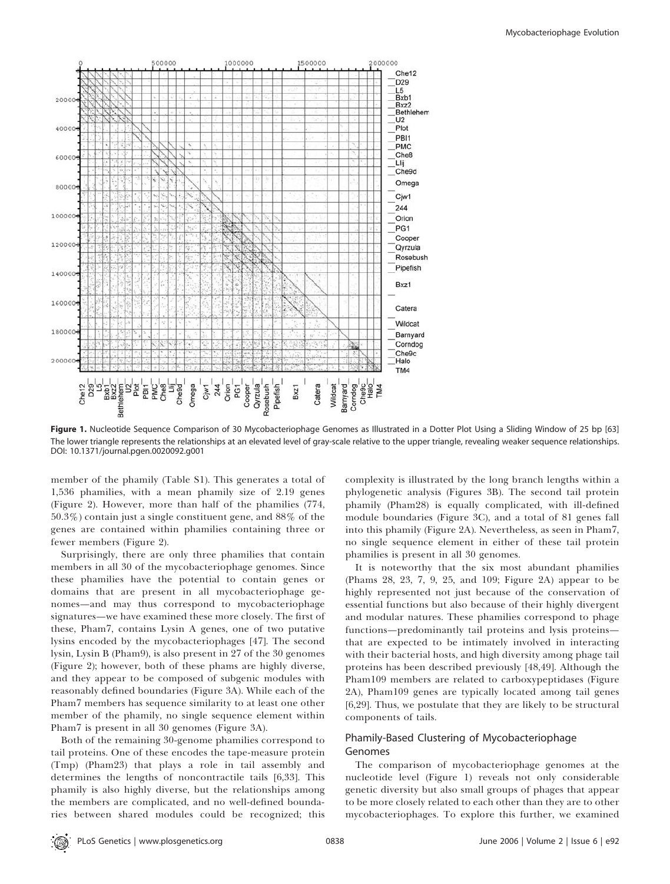**Figure 1.** Nucleotide Sequence Comparison of 30 Mycobacteriophage Genomes as Illustrated in a Dotter Plot Using a Sliding Window of 25 bp [63]
The lower triangle represents the relationships at an elevated level of gray-scale relative to the upper triangle, revealing weaker sequence relationships.
DOI: 10.1371/journal.pgen.0020092.g001

member of the phamily (Table S1). This generates a total of 1,536 phamilies, with a mean phamily size of 2.19 genes (Figure 2). However, more than half of the phamilies (774, 50.3%) contain just a single constituent gene, and 88% of the genes are contained within phamilies containing three or fewer members (Figure 2).

Surprisingly, there are only three phamilies that contain members in all 30 of the mycobacteriophage genomes. Since these phamilies have the potential to contain genes or domains that are present in all mycobacteriophage genomes—and may thus correspond to mycobacteriophage signatures—we have examined these more closely. The first of these, Pham7, contains Lysin A genes, one of two putative lysins encoded by the mycobacteriophages [47]. The second lysin, Lysin B (Pham9), is also present in 27 of the 30 genomes (Figure 2); however, both of these phams are highly diverse, and they appear to be composed of subgenic modules with reasonably defined boundaries (Figure 3A). While each of the Pham7 members has sequence similarity to at least one other member of the phamily, no single sequence element within Pham7 is present in all 30 genomes (Figure 3A).

Both of the remaining 30-genome phamilies correspond to tail proteins. One of these encodes the tape-measure protein (Tmp) (Pham23) that plays a role in tail assembly and determines the lengths of noncontractile tails [6,33]. This phamily is also highly diverse, but the relationships among the members are complicated, and no well-defined boundaries between shared modules could be recognized; this complexity is illustrated by the long branch lengths within a phylogenetic analysis (Figures 3B). The second tail protein phamily (Pham28) is equally complicated, with ill-defined module boundaries (Figure 3C), and a total of 81 genes fall into this phamily (Figure 2A). Nevertheless, as seen in Pham7, no single sequence element in either of these tail protein phamilies is present in all 30 genomes.

It is noteworthy that the six most abundant phamilies (Phams 28, 23, 7, 9, 25, and 109; Figure 2A) appear to be highly represented not just because of the conservation of essential functions but also because of their highly divergent and modular natures. These phamilies correspond to phage functions—predominantly tail proteins and lysis proteins—that are expected to be intimately involved in interacting with their bacterial hosts, and high diversity among phage tail proteins has been described previously [48,49]. Although the Pham109 members are related to carboxypeptidases (Figure 2A), Pham109 genes are typically located among tail genes [6,29]. Thus, we postulate that they are likely to be structural components of tails.

## Phamily-Based Clustering of Mycobacteriophage Genomes

The comparison of mycobacteriophage genomes at the nucleotide level (Figure 1) reveals not only considerable genetic diversity but also small groups of phages that appear to be more closely related to each other than they are to other mycobacteriophages. To explore this further, we examined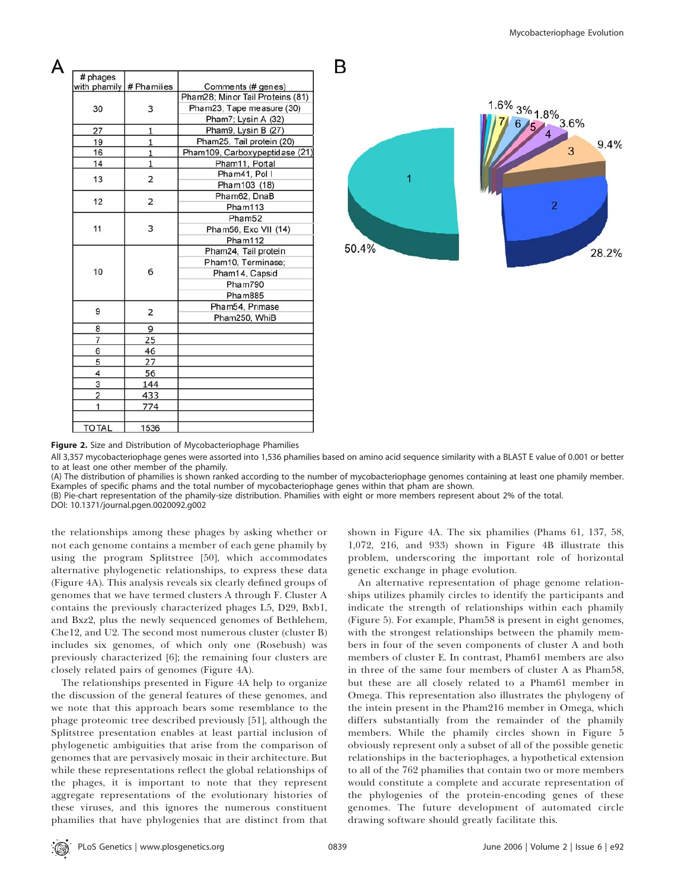A

| # phages with phamily | # Phamilies | Comments (# genes) |
|---|---|---|
| 30 | 3 | Pham28; Minor Tail Proteins (81) |
| | | Pham23; Tape measure (30) |
| | | Pham7; Lysin A (32) |
| 27 | 1 | Pham9, Lysin B (27) |
| 19 | 1 | Pham25, Tail protein (20) |
| 16 | 1 | Pham109, Carboxypeptidase (21) |
| 14 | 1 | Pham11, Portal |
| 13 | 2 | Pham41, Pol I |
| | | Pham103 (18) |
| 12 | 2 | Pham62, DnaB |
| | | Pham113 |
| 11 | 3 | Pham52 |
| | | Pham56, Exo VII (14) |
| | | Pham112 |
| 10 | 6 | Pham24, Tail protein |
| | | Pham10, Terminase; |
| | | Pham14, Capsid |
| | | Pham790 |
| | | Pham885 |
| 9 | 2 | Pham54, Primase |
| | | Pham250, WhiB |
| 8 | 9 | |
| 7 | 25 | |
| 6 | 46 | |
| 5 | 27 | |
| 4 | 56 | |
| 3 | 144 | |
| 2 | 433 | |
| 1 | 774 | |
| | | |
| TOTAL | 1536 | |

B

**Figure 2.** Size and Distribution of Mycobacteriophage Phamilies

All 3,357 mycobacteriophage genes were assorted into 1,536 phamilies based on amino acid sequence similarity with a BLAST E value of 0.001 or better to at least one other member of the phamily.

(A) The distribution of phamilies is shown ranked according to the number of mycobacteriophage genomes containing at least one phamily member. Examples of specific phams and the total number of mycobacteriophage genes within that pham are shown.

(B) Pie-chart representation of the phamily-size distribution. Phamilies with eight or more members represent about 2% of the total.

DOI: 10.1371/journal.pgen.0020092.g002

the relationships among these phages by asking whether or not each genome contains a member of each gene phamily by using the program Splitstree [50], which accommodates alternative phylogenetic relationships, to express these data (Figure 4A). This analysis reveals six clearly defined groups of genomes that we have termed clusters A through F. Cluster A contains the previously characterized phages L5, D29, Bxb1, and Bxz2, plus the newly sequenced genomes of Bethlehem, Che12, and U2. The second most numerous cluster (cluster B) includes six genomes, of which only one (Rosebush) was previously characterized [6]; the remaining four clusters are closely related pairs of genomes (Figure 4A).

The relationships presented in Figure 4A help to organize the discussion of the general features of these genomes, and we note that this approach bears some resemblance to the phage proteomic tree described previously [51], although the Splitstree presentation enables at least partial inclusion of phylogenetic ambiguities that arise from the comparison of genomes that are pervasively mosaic in their architecture. But while these representations reflect the global relationships of the phages, it is important to note that they represent aggregate representations of the evolutionary histories of these viruses, and this ignores the numerous constituent phamilies that have phylogenies that are distinct from that shown in Figure 4A. The six phamilies (Phams 61, 137, 58, 1,072, 216, and 933) shown in Figure 4B illustrate this problem, underscoring the important role of horizontal genetic exchange in phage evolution.

An alternative representation of phage genome relationships utilizes phamily circles to identify the participants and indicate the strength of relationships within each phamily (Figure 5). For example, Pham58 is present in eight genomes, with the strongest relationships between the phamily members in four of the seven components of cluster A and both members of cluster E. In contrast, Pham61 members are also in three of the same four members of cluster A as Pham58, but these are all closely related to a Pham61 member in Omega. This representation also illustrates the phylogeny of the intein present in the Pham216 member in Omega, which differs substantially from the remainder of the phamily members. While the phamily circles shown in Figure 5 obviously represent only a subset of all of the possible genetic relationships in the bacteriophages, a hypothetical extension to all of the 762 phamilies that contain two or more members would constitute a complete and accurate representation of the phylogenies of the protein-encoding genes of these genomes. The future development of automated circle drawing software should greatly facilitate this.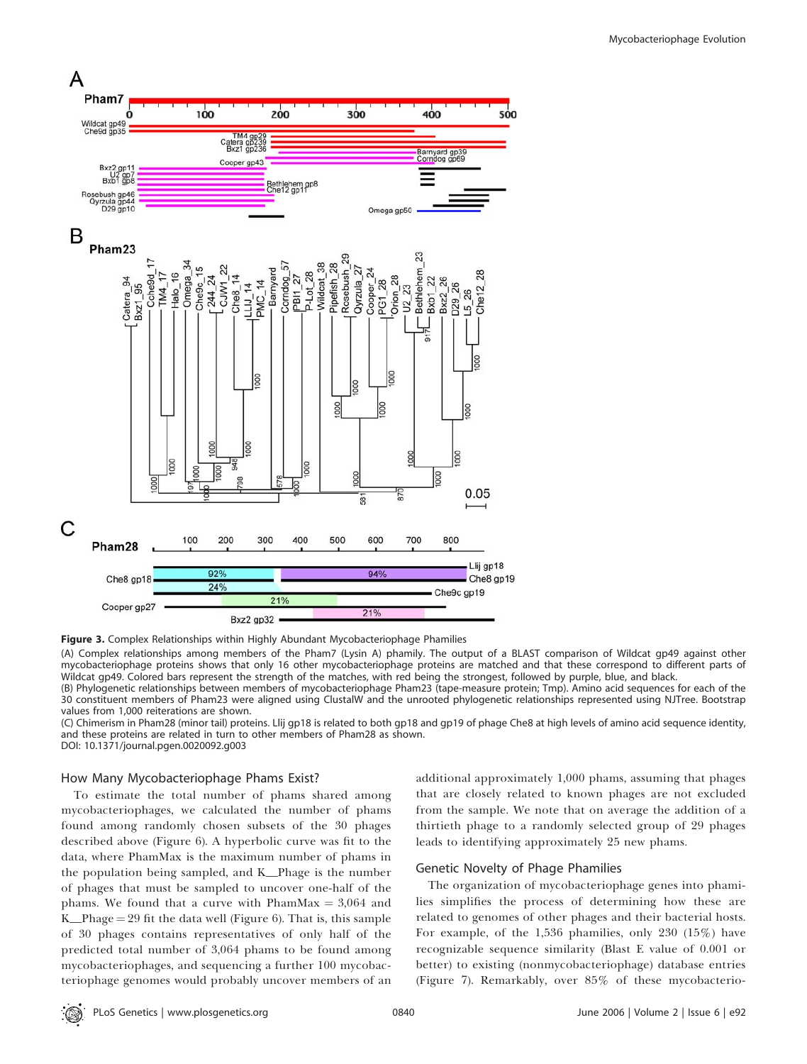**Figure 3.** Complex Relationships within Highly Abundant Mycobacteriophage Phamilies

(A) Complex relationships among members of the Pham7 (Lysin A) phamily. The output of a BLAST comparison of Wildcat gp49 against other mycobacteriophage proteins shows that only 16 other mycobacteriophage proteins are matched and that these correspond to different parts of Wildcat gp49. Colored bars represent the strength of the matches, with red being the strongest, followed by purple, blue, and black.

(B) Phylogenetic relationships between members of mycobacteriophage Pham23 (tape-measure protein; Tmp). Amino acid sequences for each of the 30 constituent members of Pham23 were aligned using ClustalW and the unrooted phylogenetic relationships represented using NJTree. Bootstrap values from 1,000 reiterations are shown.

(C) Chimerism in Pham28 (minor tail) proteins. Llij gp18 is related to both gp18 and gp19 of phage Che8 at high levels of amino acid sequence identity, and these proteins are related in turn to other members of Pham28 as shown.

DOI: 10.1371/journal.pgen.0020092.g003

## How Many Mycobacteriophage Phams Exist?

To estimate the total number of phams shared among mycobacteriophages, we calculated the number of phams found among randomly chosen subsets of the 30 phages described above (Figure 6). A hyperbolic curve was fit to the data, where PhamMax is the maximum number of phams in the population being sampled, and K__Phage is the number of phages that must be sampled to uncover one-half of the phams. We found that a curve with PhamMax = 3,064 and K__Phage = 29 fit the data well (Figure 6). That is, this sample of 30 phages contains representatives of only half of the predicted total number of 3,064 phams to be found among mycobacteriophages, and sequencing a further 100 mycobacteriophage genomes would probably uncover members of an additional approximately 1,000 phams, assuming that phages that are closely related to known phages are not excluded from the sample. We note that on average the addition of a thirtieth phage to a randomly selected group of 29 phages leads to identifying approximately 25 new phams.

## Genetic Novelty of Phage Phamilies

The organization of mycobacteriophage genes into phamilies simplifies the process of determining how these are related to genomes of other phages and their bacterial hosts. For example, of the 1,536 phamilies, only 230 (15%) have recognizable sequence similarity (Blast E value of 0.001 or better) to existing (nonmycobacteriophage) database entries (Figure 7). Remarkably, over 85% of these mycobacterio-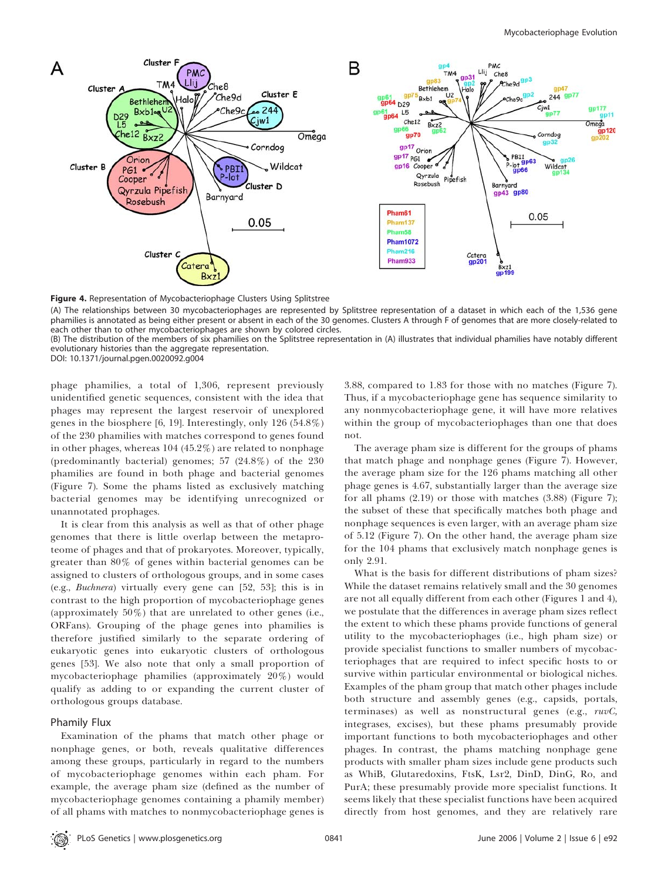**Figure 4.** Representation of Mycobacteriophage Clusters Using Splitstree

(A) The relationships between 30 mycobacteriophages are represented by Splitstree representation of a dataset in which each of the 1,536 gene phamilies is annotated as being either present or absent in each of the 30 genomes. Clusters A through F of genomes that are more closely-related to each other than to other mycobacteriophages are shown by colored circles.

(B) The distribution of the members of six phamilies on the Splitstree representation in (A) illustrates that individual phamilies have notably different evolutionary histories than the aggregate representation.

DOI: 10.1371/journal.pgen.0020092.g004

phage phamilies, a total of 1,306, represent previously unidentified genetic sequences, consistent with the idea that phages may represent the largest reservoir of unexplored genes in the biosphere [6, 19]. Interestingly, only 126 (54.8%) of the 230 phamilies with matches correspond to genes found in other phages, whereas 104 (45.2%) are related to nonphage (predominantly bacterial) genomes; 57 (24.8%) of the 230 phamilies are found in both phage and bacterial genomes (Figure 7). Some the phams listed as exclusively matching bacterial genomes may be identifying unrecognized or unannotated prophages.

It is clear from this analysis as well as that of other phage genomes that there is little overlap between the metaproteome of phages and that of prokaryotes. Moreover, typically, greater than 80% of genes within bacterial genomes can be assigned to clusters of orthologous groups, and in some cases (e.g., *Buchnera*) virtually every gene can [52, 53]; this is in contrast to the high proportion of mycobacteriophage genes (approximately 50%) that are unrelated to other genes (i.e., ORFans). Grouping of the phage genes into phamilies is therefore justified similarly to the separate ordering of eukaryotic genes into eukaryotic clusters of orthologous genes [53]. We also note that only a small proportion of mycobacteriophage phamilies (approximately 20%) would qualify as adding to or expanding the current cluster of orthologous groups database.

## Phamily Flux

Examination of the phams that match other phage or nonphage genes, or both, reveals qualitative differences among these groups, particularly in regard to the numbers of mycobacteriophage genomes within each pham. For example, the average pham size (defined as the number of mycobacteriophage genomes containing a phamily member) of all phams with matches to nonmycobacteriophage genes is 3.88, compared to 1.83 for those with no matches (Figure 7). Thus, if a mycobacteriophage gene has sequence similarity to any nonmycobacteriophage gene, it will have more relatives within the group of mycobacteriophages than one that does not.

The average pham size is different for the groups of phams that match phage and nonphage genes (Figure 7). However, the average pham size for the 126 phams matching all other phage genes is 4.67, substantially larger than the average size for all phams (2.19) or those with matches (3.88) (Figure 7); the subset of these that specifically matches both phage and nonphage sequences is even larger, with an average pham size of 5.12 (Figure 7). On the other hand, the average pham size for the 104 phams that exclusively match nonphage genes is only 2.91.

What is the basis for different distributions of pham sizes? While the dataset remains relatively small and the 30 genomes are not all equally different from each other (Figures 1 and 4), we postulate that the differences in average pham sizes reflect the extent to which these phams provide functions of general utility to the mycobacteriophages (i.e., high pham size) or provide specialist functions to smaller numbers of mycobacteriophages that are required to infect specific hosts to or survive within particular environmental or biological niches. Examples of the pham group that match other phages include both structure and assembly genes (e.g., capsids, portals, terminases) as well as nonstructural genes (e.g., *ruvC*, integrases, excises), but these phams presumably provide important functions to both mycobacteriophages and other phages. In contrast, the phams matching nonphage gene products with smaller pham sizes include gene products such as WhiB, Glutaredoxins, FtsK, Lsr2, DinD, DinG, Ro, and PurA; these presumably provide more specialist functions. It seems likely that these specialist functions have been acquired directly from host genomes, and they are relatively rare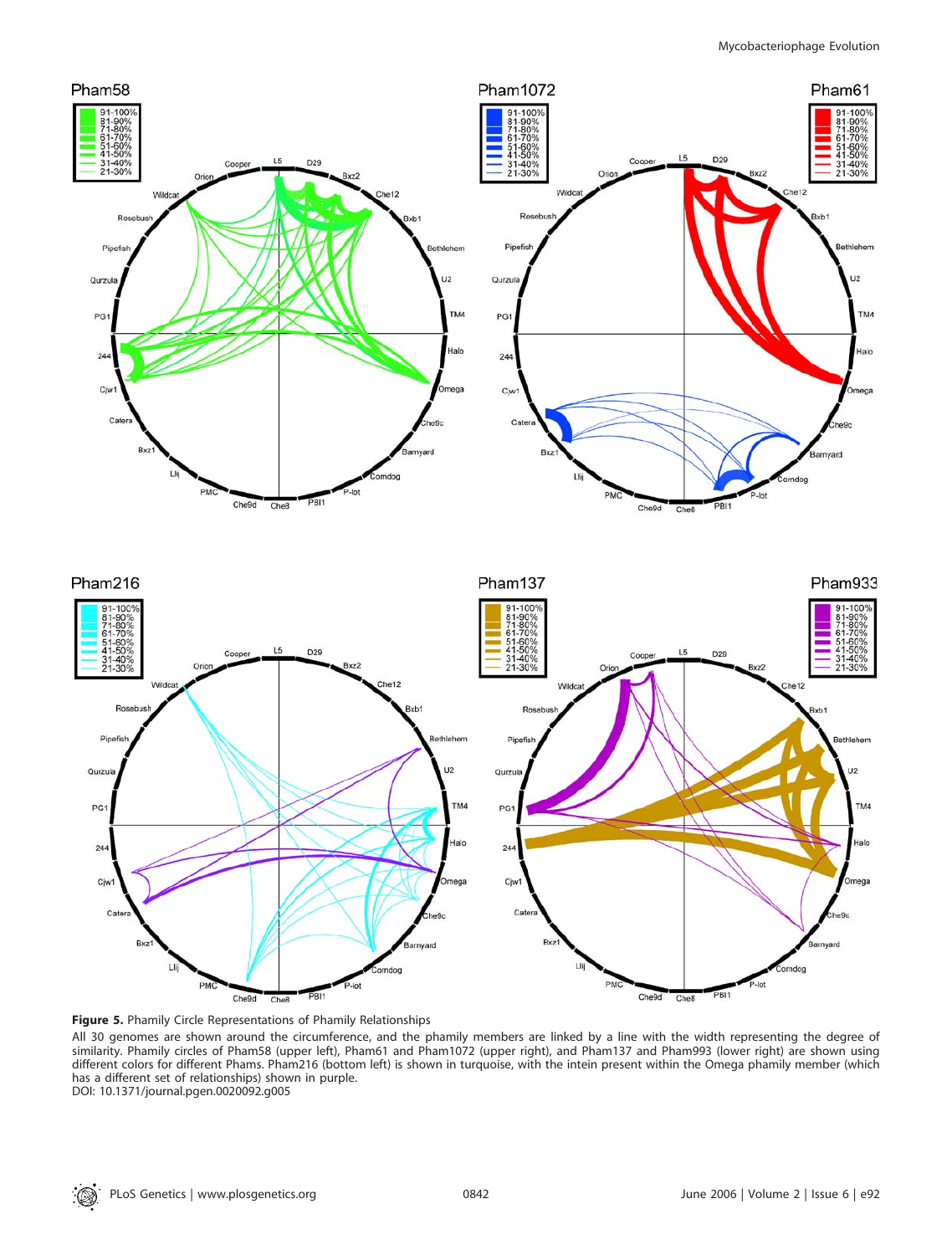**Figure 5.** Phamily Circle Representations of Phamily Relationships

All 30 genomes are shown around the circumference, and the phamily members are linked by a line with the width representing the degree of similarity. Phamily circles of Pham58 (upper left), Pham61 and Pham1072 (upper right), and Pham137 and Pham993 (lower right) are shown using different colors for different Phams. Pham216 (bottom left) is shown in turquoise, with the intein present within the Omega phamily member (which has a different set of relationships) shown in purple.

DOI: 10.1371/journal.pgen.0020092.g005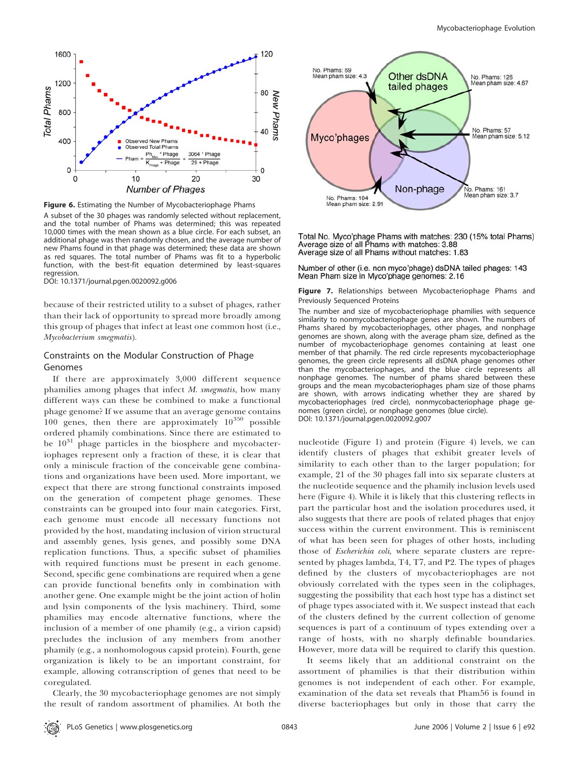**Figure 6.** Estimating the Number of Mycobacteriophage Phams

A subset of the 30 phages was randomly selected without replacement, and the total number of Phams was determined; this was repeated 10,000 times with the mean shown as a blue circle. For each subset, an additional phage was then randomly chosen, and the average number of new Phams found in that phage was determined; these data are shown as red squares. The total number of Phams was fit to a hyperbolic function, with the best-fit equation determined by least-squares regression.

DOI: 10.1371/journal.pgen.0020092.g006

**Figure 7.** Relationships between Mycobacteriophage Phams and Previously Sequenced Proteins

The number and size of mycobacteriophage phamilies with sequence similarity to nonmycobacteriophage genes are shown. The numbers of Phams shared by mycobacteriophages, other phages, and nonphage genomes are shown, along with the average pham size, defined as the number of mycobacteriophage genomes containing at least one member of that phamily. The red circle represents mycobacteriophage genomes, the green circle represents all dsDNA phage genomes other than the mycobacteriophages, and the blue circle represents all nonphage genomes. The number of phams shared between these groups and the mean mycobacteriophages pham size of those phams are shown, with arrows indicating whether they are shared by mycobacteriophages (red circle), nonmycobacteriophage phage genomes (green circle), or nonphage genomes (blue circle).

DOI: 10.1371/journal.pgen.0020092.g007

because of their restricted utility to a subset of phages, rather than their lack of opportunity to spread more broadly among this group of phages that infect at least one common host (i.e., *Mycobacterium smegmatis*).

## Constraints on the Modular Construction of Phage Genomes

If there are approximately 3,000 different sequence phamilies among phages that infect *M. smegmatis*, how many different ways can these be combined to make a functional phage genome? If we assume that an average genome contains 100 genes, then there are approximately $10^{350}$ possible ordered phamily combinations. Since there are estimated to be $10^{31}$ phage particles in the biosphere and mycobacteriophages represent only a fraction of these, it is clear that only a miniscule fraction of the conceivable gene combinations and organizations have been used. More important, we expect that there are strong functional constraints imposed on the generation of competent phage genomes. These constraints can be grouped into four main categories. First, each genome must encode all necessary functions not provided by the host, mandating inclusion of virion structural and assembly genes, lysis genes, and possibly some DNA replication functions. Thus, a specific subset of phamilies with required functions must be present in each genome. Second, specific gene combinations are required when a gene can provide functional benefits only in combination with another gene. One example might be the joint action of holin and lysin components of the lysis machinery. Third, some phamilies may encode alternative functions, where the inclusion of a member of one phamily (e.g., a virion capsid) precludes the inclusion of any members from another phamily (e.g., a nonhomologous capsid protein). Fourth, gene organization is likely to be an important constraint, for example, allowing cotranscription of genes that need to be coregulated.

Clearly, the 30 mycobacteriophage genomes are not simply the result of random assortment of phamilies. At both the nucleotide (Figure 1) and protein (Figure 4) levels, we can identify clusters of phages that exhibit greater levels of similarity to each other than to the larger population; for example, 21 of the 30 phages fall into six separate clusters at the nucleotide sequence and the phamily inclusion levels used here (Figure 4). While it is likely that this clustering reflects in part the particular host and the isolation procedures used, it also suggests that there are pools of related phages that enjoy success within the current environment. This is reminiscent of what has been seen for phages of other hosts, including those of *Escherichia coli,* where separate clusters are represented by phages lambda, T4, T7, and P2. The types of phages defined by the clusters of mycobacteriophages are not obviously correlated with the types seen in the coliphages, suggesting the possibility that each host type has a distinct set of phage types associated with it. We suspect instead that each of the clusters defined by the current collection of genome sequences is part of a continuum of types extending over a range of hosts, with no sharply definable boundaries. However, more data will be required to clarify this question.

It seems likely that an additional constraint on the assortment of phamilies is that their distribution within genomes is not independent of each other. For example, examination of the data set reveals that Pham56 is found in diverse bacteriophages but only in those that carry the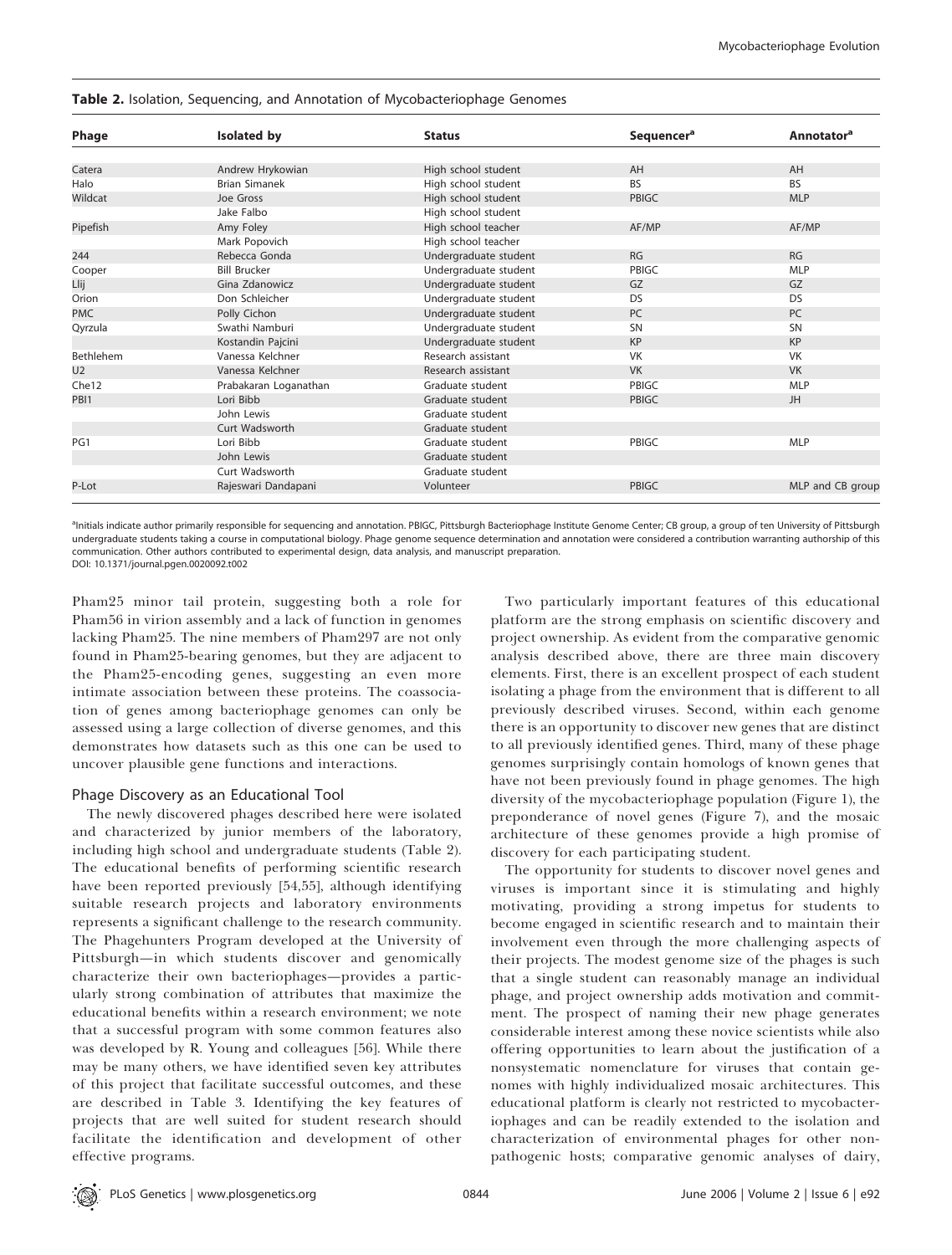**Table 2.** Isolation, Sequencing, and Annotation of Mycobacteriophage Genomes

| Phage | Isolated by | Status | Sequencer[a] | Annotator[a] |
|---|---|---|---|---|
| Catera | Andrew Hrykowian | High school student | AH | AH |
| Halo | Brian Simanek | High school student | BS | BS |
| Wildcat | Joe Gross | High school student | PBIGC | MLP |
| | Jake Falbo | High school student | | |
| Pipefish | Amy Foley | High school teacher | AF/MP | AF/MP |
| | Mark Popovich | High school teacher | | |
| 244 | Rebecca Gonda | Undergraduate student | RG | RG |
| Cooper | Bill Brucker | Undergraduate student | PBIGC | MLP |
| Llij | Gina Zdanowicz | Undergraduate student | GZ | GZ |
| Orion | Don Schleicher | Undergraduate student | DS | DS |
| PMC | Polly Cichon | Undergraduate student | PC | PC |
| Qyrzula | Swathi Namburi | Undergraduate student | SN | SN |
| | Kostandin Pajcini | Undergraduate student | KP | KP |
| Bethlehem | Vanessa Kelchner | Research assistant | VK | VK |
| U2 | Vanessa Kelchner | Research assistant | VK | VK |
| Che12 | Prabakaran Loganathan | Graduate student | PBIGC | MLP |
| PBI1 | Lori Bibb | Graduate student | PBIGC | JH |
| | John Lewis | Graduate student | | |
| | Curt Wadsworth | Graduate student | | |
| PG1 | Lori Bibb | Graduate student | PBIGC | MLP |
| | John Lewis | Graduate student | | |
| | Curt Wadsworth | Graduate student | | |
| P-Lot | Rajeswari Dandapani | Volunteer | PBIGC | MLP and CB group |

[a]Initials indicate author primarily responsible for sequencing and annotation. PBIGC, Pittsburgh Bacteriophage Institute Genome Center; CB group, a group of ten University of Pittsburgh undergraduate students taking a course in computational biology. Phage genome sequence determination and annotation were considered a contribution warranting authorship of this communication. Other authors contributed to experimental design, data analysis, and manuscript preparation.
DOI: 10.1371/journal.pgen.0020092.t002

Pham25 minor tail protein, suggesting both a role for Pham56 in virion assembly and a lack of function in genomes lacking Pham25. The nine members of Pham297 are not only found in Pham25-bearing genomes, but they are adjacent to the Pham25-encoding genes, suggesting an even more intimate association between these proteins. The coassociation of genes among bacteriophage genomes can only be assessed using a large collection of diverse genomes, and this demonstrates how datasets such as this one can be used to uncover plausible gene functions and interactions.

### Phage Discovery as an Educational Tool

The newly discovered phages described here were isolated and characterized by junior members of the laboratory, including high school and undergraduate students (Table 2). The educational benefits of performing scientific research have been reported previously [54,55], although identifying suitable research projects and laboratory environments represents a significant challenge to the research community. The Phagehunters Program developed at the University of Pittsburgh—in which students discover and genomically characterize their own bacteriophages—provides a particularly strong combination of attributes that maximize the educational benefits within a research environment; we note that a successful program with some common features also was developed by R. Young and colleagues [56]. While there may be many others, we have identified seven key attributes of this project that facilitate successful outcomes, and these are described in Table 3. Identifying the key features of projects that are well suited for student research should facilitate the identification and development of other effective programs.

Two particularly important features of this educational platform are the strong emphasis on scientific discovery and project ownership. As evident from the comparative genomic analysis described above, there are three main discovery elements. First, there is an excellent prospect of each student isolating a phage from the environment that is different to all previously described viruses. Second, within each genome there is an opportunity to discover new genes that are distinct to all previously identified genes. Third, many of these phage genomes surprisingly contain homologs of known genes that have not been previously found in phage genomes. The high diversity of the mycobacteriophage population (Figure 1), the preponderance of novel genes (Figure 7), and the mosaic architecture of these genomes provide a high promise of discovery for each participating student.

The opportunity for students to discover novel genes and viruses is important since it is stimulating and highly motivating, providing a strong impetus for students to become engaged in scientific research and to maintain their involvement even through the more challenging aspects of their projects. The modest genome size of the phages is such that a single student can reasonably manage an individual phage, and project ownership adds motivation and commitment. The prospect of naming their new phage generates considerable interest among these novice scientists while also offering opportunities to learn about the justification of a nonsystematic nomenclature for viruses that contain genomes with highly individualized mosaic architectures. This educational platform is clearly not restricted to mycobacteriophages and can be readily extended to the isolation and characterization of environmental phages for other nonpathogenic hosts; comparative genomic analyses of dairy,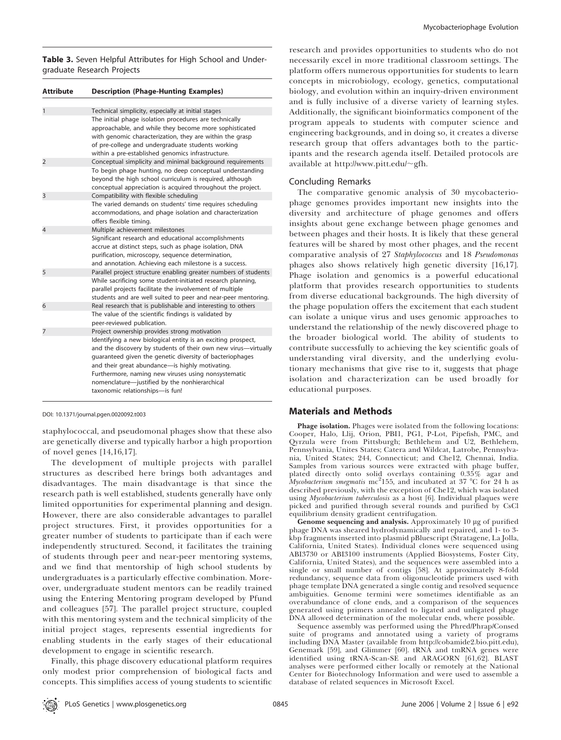**Table 3.** Seven Helpful Attributes for High School and Undergraduate Research Projects

| Attribute | Description (Phage-Hunting Examples) |
|---|---|
| 1 | Technical simplicity, especially at initial stages |
| | The initial phage isolation procedures are technically approachable, and while they become more sophisticated with genomic characterization, they are within the grasp of pre-college and undergraduate students working within a pre-established genomics infrastructure. |
| 2 | Conceptual simplicity and minimal background requirements |
| | To begin phage hunting, no deep conceptual understanding beyond the high school curriculum is required, although conceptual appreciation is acquired throughout the project. |
| 3 | Compatibility with flexible scheduling |
| | The varied demands on students' time requires scheduling accommodations, and phage isolation and characterization offers flexible timing. |
| 4 | Multiple achievement milestones |
| | Significant research and educational accomplishments accrue at distinct steps, such as phage isolation, DNA purification, microscopy, sequence determination, and annotation. Achieving each milestone is a success. |
| 5 | Parallel project structure enabling greater numbers of students |
| | While sacrificing some student-initiated research planning, parallel projects facilitate the involvement of multiple students and are well suited to peer and near-peer mentoring. |
| 6 | Real research that is publishable and interesting to others |
| | The value of the scientific findings is validated by peer-reviewed publication. |
| 7 | Project ownership provides strong motivation |
| | Identifying a new biological entity is an exciting prospect, and the discovery by students of their own new virus—virtually guaranteed given the genetic diversity of bacteriophages and their great abundance—is highly motivating. Furthermore, naming new viruses using nonsystematic nomenclature—justified by the nonhierarchical taxonomic relationships—is fun! |

DOI: 10.1371/journal.pgen.0020092.t003

staphylococcal, and pseudomonal phages show that these also are genetically diverse and typically harbor a high proportion of novel genes [14,16,17].

The development of multiple projects with parallel structures as described here brings both advantages and disadvantages. The main disadvantage is that since the research path is well established, students generally have only limited opportunities for experimental planning and design. However, there are also considerable advantages to parallel project structures. First, it provides opportunities for a greater number of students to participate than if each were independently structured. Second, it facilitates the training of students through peer and near-peer mentoring systems, and we find that mentorship of high school students by undergraduates is a particularly effective combination. Moreover, undergraduate student mentors can be readily trained using the Entering Mentoring program developed by Pfund and colleagues [57]. The parallel project structure, coupled with this mentoring system and the technical simplicity of the initial project stages, represents essential ingredients for enabling students in the early stages of their educational development to engage in scientific research.

Finally, this phage discovery educational platform requires only modest prior comprehension of biological facts and concepts. This simplifies access of young students to scientific research and provides opportunities to students who do not necessarily excel in more traditional classroom settings. The platform offers numerous opportunities for students to learn concepts in microbiology, ecology, genetics, computational biology, and evolution within an inquiry-driven environment and is fully inclusive of a diverse variety of learning styles. Additionally, the significant bioinformatics component of the program appeals to students with computer science and engineering backgrounds, and in doing so, it creates a diverse research group that offers advantages both to the participants and the research agenda itself. Detailed protocols are available at http://www.pitt.edu/~gfh.

## Concluding Remarks

The comparative genomic analysis of 30 mycobacteriophage genomes provides important new insights into the diversity and architecture of phage genomes and offers insights about gene exchange between phage genomes and between phages and their hosts. It is likely that these general features will be shared by most other phages, and the recent comparative analysis of 27 *Staphylococcus* and 18 *Pseudomonas* phages also shows relatively high genetic diversity [16,17]. Phage isolation and genomics is a powerful educational platform that provides research opportunities to students from diverse educational backgrounds. The high diversity of the phage population offers the excitement that each student can isolate a unique virus and uses genomic approaches to understand the relationship of the newly discovered phage to the broader biological world. The ability of students to contribute successfully to achieving the key scientific goals of understanding viral diversity, and the underlying evolutionary mechanisms that give rise to it, suggests that phage isolation and characterization can be used broadly for educational purposes.

## Materials and Methods

**Phage isolation.** Phages were isolated from the following locations: Cooper, Halo, Llij, Orion, PBI1, PG1, P-Lot, Pipefish, PMC, and Qyrzula were from Pittsburgh; Bethlehem and U2, Bethlehem, Pennsylvania, Unites States; Catera and Wildcat, Latrobe, Pennsylvania, United States; 244, Connecticut; and Che12, Chennai, India. Samples from various sources were extracted with phage buffer, plated directly onto solid overlays containing 0.35% agar and *Mycobacterium smegmatis* mc$^2$155, and incubated at 37 °C for 24 h as described previously, with the exception of Che12, which was isolated using *Mycobacterium tuberculosis* as a host [6]. Individual plaques were picked and purified through several rounds and purified by CsCl equilibrium density gradient centrifugation.

**Genome sequencing and analysis.** Approximately 10 μg of purified phage DNA was sheared hydrodynamically and repaired, and 1- to 3-kbp fragments inserted into plasmid pBluescript (Stratagene, La Jolla, California, United States). Individual clones were sequenced using ABI3730 or ABI3100 instruments (Applied Biosystems, Foster City, California, United States), and the sequences were assembled into a single or small number of contigs [58]. At approximately 8-fold redundancy, sequence data from oligonucleotide primers used with phage template DNA generated a single contig and resolved sequence ambiguities. Genome termini were sometimes identifiable as an overabundance of clone ends, and a comparison of the sequences generated using primers annealed to ligated and unligated phage DNA allowed determination of the molecular ends, where possible.

Sequence assembly was performed using the Phred/Phrap/Consed suite of programs and annotated using a variety of programs including DNA Master (available from http://cobamide2.bio.pitt.edu), Genemark [59], and Glimmer [60]. tRNA and tmRNA genes were identified using tRNA-Scan-SE and ARAGORN [61,62]. BLAST analyses were performed either locally or remotely at the National Center for Biotechnology Information and were used to assemble a database of related sequences in Microsoft Excel.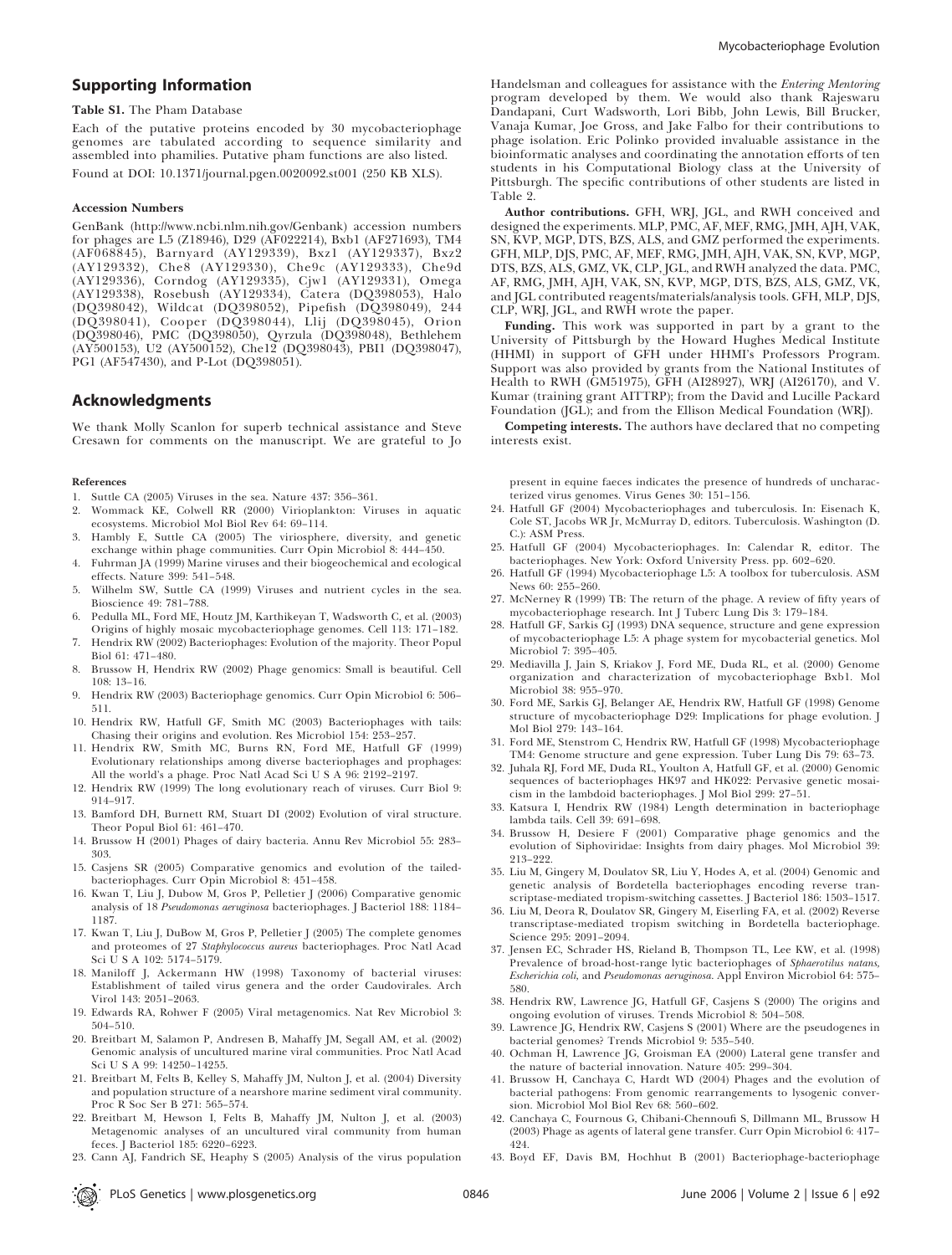## Supporting Information

**Table S1.** The Pham Database

Each of the putative proteins encoded by 30 mycobacteriophage genomes are tabulated according to sequence similarity and assembled into phamilies. Putative pham functions are also listed.

Found at DOI: 10.1371/journal.pgen.0020092.st001 (250 KB XLS).

#### Accession Numbers

GenBank (http://www.ncbi.nlm.nih.gov/Genbank) accession numbers for phages are L5 (Z18946), D29 (AF022214), Bxb1 (AF271693), TM4 (AF068845), Barnyard (AY129339), Bxz1 (AY129337), Bxz2 (AY129332), Che8 (AY129330), Che9c (AY129333), Che9d (AY129336), Corndog (AY129335), Cjw1 (AY129331), Omega (AY129338), Rosebush (AY129334), Catera (DQ398053), Halo (DQ398042), Wildcat (DQ398052), Pipefish (DQ398049), 244 (DQ398041), Cooper (DQ398044), Llij (DQ398045), Orion (DQ398046), PMC (DQ398050), Qyrzula (DQ398048), Bethlehem (AY500153), U2 (AY500152), Che12 (DQ398043), PBI1 (DQ398047), PG1 (AF547430), and P-Lot (DQ398051).

## Acknowledgments

We thank Molly Scanlon for superb technical assistance and Steve Cresawn for comments on the manuscript. We are grateful to Jo Handelsman and colleagues for assistance with the *Entering Mentoring* program developed by them. We would also thank Rajeswaru Dandapani, Curt Wadsworth, Lori Bibb, John Lewis, Bill Brucker, Vanaja Kumar, Joe Gross, and Jake Falbo for their contributions to phage isolation. Eric Polinko provided invaluable assistance in the bioinformatic analyses and coordinating the annotation efforts of ten students in his Computational Biology class at the University of Pittsburgh. The specific contributions of other students are listed in Table 2.

**Author contributions.** GFH, WRJ, JGL, and RWH conceived and designed the experiments. MLP, PMC, AF, MEF, RMG, JMH, AJH, VAK, SN, KVP, MGP, DTS, BZS, ALS, and GMZ performed the experiments. GFH, MLP, DJS, PMC, AF, MEF, RMG, JMH, AJH, VAK, SN, KVP, MGP, DTS, BZS, ALS, GMZ, VK, CLP, JGL, and RWH analyzed the data. PMC, AF, RMG, JMH, AJH, VAK, SN, KVP, MGP, DTS, BZS, ALS, GMZ, VK, and JGL contributed reagents/materials/analysis tools. GFH, MLP, DJS, CLP, WRJ, JGL, and RWH wrote the paper.

**Funding.** This work was supported in part by a grant to the University of Pittsburgh by the Howard Hughes Medical Institute (HHMI) in support of GFH under HHMI's Professors Program. Support was also provided by grants from the National Institutes of Health to RWH (GM51975), GFH (AI28927), WRJ (AI26170), and V. Kumar (training grant AITTRP); from the David and Lucille Packard Foundation (JGL); and from the Ellison Medical Foundation (WRJ).

**Competing interests.** The authors have declared that no competing interests exist.

#### References

1. Suttle CA (2005) Viruses in the sea. Nature 437: 356–361.
2. Wommack KE, Colwell RR (2000) Virioplankton: Viruses in aquatic ecosystems. Microbiol Mol Biol Rev 64: 69–114.
3. Hambly E, Suttle CA (2005) The viriosphere, diversity, and genetic exchange within phage communities. Curr Opin Microbiol 8: 444–450.
4. Fuhrman JA (1999) Marine viruses and their biogeochemical and ecological effects. Nature 399: 541–548.
5. Wilhelm SW, Suttle CA (1999) Viruses and nutrient cycles in the sea. Bioscience 49: 781–788.
6. Pedulla ML, Ford ME, Houtz JM, Karthikeyan T, Wadsworth C, et al. (2003) Origins of highly mosaic mycobacteriophage genomes. Cell 113: 171–182.
7. Hendrix RW (2002) Bacteriophages: Evolution of the majority. Theor Popul Biol 61: 471–480.
8. Brussow H, Hendrix RW (2002) Phage genomics: Small is beautiful. Cell 108: 13–16.
9. Hendrix RW (2003) Bacteriophage genomics. Curr Opin Microbiol 6: 506–511.
10. Hendrix RW, Hatfull GF, Smith MC (2003) Bacteriophages with tails: Chasing their origins and evolution. Res Microbiol 154: 253–257.
11. Hendrix RW, Smith MC, Burns RN, Ford ME, Hatfull GF (1999) Evolutionary relationships among diverse bacteriophages and prophages: All the world's a phage. Proc Natl Acad Sci U S A 96: 2192–2197.
12. Hendrix RW (1999) The long evolutionary reach of viruses. Curr Biol 9: 914–917.
13. Bamford DH, Burnett RM, Stuart DI (2002) Evolution of viral structure. Theor Popul Biol 61: 461–470.
14. Brussow H (2001) Phages of dairy bacteria. Annu Rev Microbiol 55: 283–303.
15. Casjens SR (2005) Comparative genomics and evolution of the tailed-bacteriophages. Curr Opin Microbiol 8: 451–458.
16. Kwan T, Liu J, Dubow M, Gros P, Pelletier J (2006) Comparative genomic analysis of 18 *Pseudomonas aeruginosa* bacteriophages. J Bacteriol 188: 1184–1187.
17. Kwan T, Liu J, DuBow M, Gros P, Pelletier J (2005) The complete genomes and proteomes of 27 *Staphylococcus aureus* bacteriophages. Proc Natl Acad Sci U S A 102: 5174–5179.
18. Maniloff J, Ackermann HW (1998) Taxonomy of bacterial viruses: Establishment of tailed virus genera and the order Caudovirales. Arch Virol 143: 2051–2063.
19. Edwards RA, Rohwer F (2005) Viral metagenomics. Nat Rev Microbiol 3: 504–510.
20. Breitbart M, Salamon P, Andresen B, Mahaffy JM, Segall AM, et al. (2002) Genomic analysis of uncultured marine viral communities. Proc Natl Acad Sci U S A 99: 14250–14255.
21. Breitbart M, Felts B, Kelley S, Mahaffy JM, Nulton J, et al. (2004) Diversity and population structure of a nearshore marine sediment viral community. Proc R Soc Ser B 271: 565–574.
22. Breitbart M, Hewson I, Felts B, Mahaffy JM, Nulton J, et al. (2003) Metagenomic analyses of an uncultured viral community from human feces. J Bacteriol 185: 6220–6223.
23. Cann AJ, Fandrich SE, Heaphy S (2005) Analysis of the virus population present in equine faeces indicates the presence of hundreds of uncharacterized virus genomes. Virus Genes 30: 151–156.
24. Hatfull GF (2004) Mycobacteriophages and tuberculosis. In: Eisenach K, Cole ST, Jacobs WR Jr, McMurray D, editors. Tuberculosis. Washington (D. C.): ASM Press.
25. Hatfull GF (2004) Mycobacteriophages. In: Calendar R, editor. The bacteriophages. New York: Oxford University Press. pp. 602–620.
26. Hatfull GF (1994) Mycobacteriophage L5: A toolbox for tuberculosis. ASM News 60: 255–260.
27. McNerney R (1999) TB: The return of the phage. A review of fifty years of mycobacteriophage research. Int J Tuberc Lung Dis 3: 179–184.
28. Hatfull GF, Sarkis GJ (1993) DNA sequence, structure and gene expression of mycobacteriophage L5: A phage system for mycobacterial genetics. Mol Microbiol 7: 395–405.
29. Mediavilla J, Jain S, Kriakov J, Ford ME, Duda RL, et al. (2000) Genome organization and characterization of mycobacteriophage Bxb1. Mol Microbiol 38: 955–970.
30. Ford ME, Sarkis GJ, Belanger AE, Hendrix RW, Hatfull GF (1998) Genome structure of mycobacteriophage D29: Implications for phage evolution. J Mol Biol 279: 143–164.
31. Ford ME, Stenstrom C, Hendrix RW, Hatfull GF (1998) Mycobacteriophage TM4: Genome structure and gene expression. Tuber Lung Dis 79: 63–73.
32. Juhala RJ, Ford ME, Duda RL, Youlton A, Hatfull GF, et al. (2000) Genomic sequences of bacteriophages HK97 and HK022: Pervasive genetic mosaicism in the lambdoid bacteriophages. J Mol Biol 299: 27–51.
33. Katsura I, Hendrix RW (1984) Length determination in bacteriophage lambda tails. Cell 39: 691–698.
34. Brussow H, Desiere F (2001) Comparative phage genomics and the evolution of Siphoviridae: Insights from dairy phages. Mol Microbiol 39: 213–222.
35. Liu M, Gingery M, Doulatov SR, Liu Y, Hodes A, et al. (2004) Genomic and genetic analysis of Bordetella bacteriophages encoding reverse transcriptase-mediated tropism-switching cassettes. J Bacteriol 186: 1503–1517.
36. Liu M, Deora R, Doulatov SR, Gingery M, Eiserling FA, et al. (2002) Reverse transcriptase-mediated tropism switching in Bordetella bacteriophage. Science 295: 2091–2094.
37. Jensen EC, Schrader HS, Rieland B, Thompson TL, Lee KW, et al. (1998) Prevalence of broad-host-range lytic bacteriophages of *Sphaerotilus natans*, *Escherichia coli*, and *Pseudomonas aeruginosa*. Appl Environ Microbiol 64: 575–580.
38. Hendrix RW, Lawrence JG, Hatfull GF, Casjens S (2000) The origins and ongoing evolution of viruses. Trends Microbiol 8: 504–508.
39. Lawrence JG, Hendrix RW, Casjens S (2001) Where are the pseudogenes in bacterial genomes? Trends Microbiol 9: 535–540.
40. Ochman H, Lawrence JG, Groisman EA (2000) Lateral gene transfer and the nature of bacterial innovation. Nature 405: 299–304.
41. Brussow H, Canchaya C, Hardt WD (2004) Phages and the evolution of bacterial pathogens: From genomic rearrangements to lysogenic conversion. Microbiol Mol Biol Rev 68: 560–602.
42. Canchaya C, Fournous G, Chibani-Chennoufi S, Dillmann ML, Brussow H (2003) Phage as agents of lateral gene transfer. Curr Opin Microbiol 6: 417–424.
43. Boyd EF, Davis BM, Hochhut B (2001) Bacteriophage-bacteriophage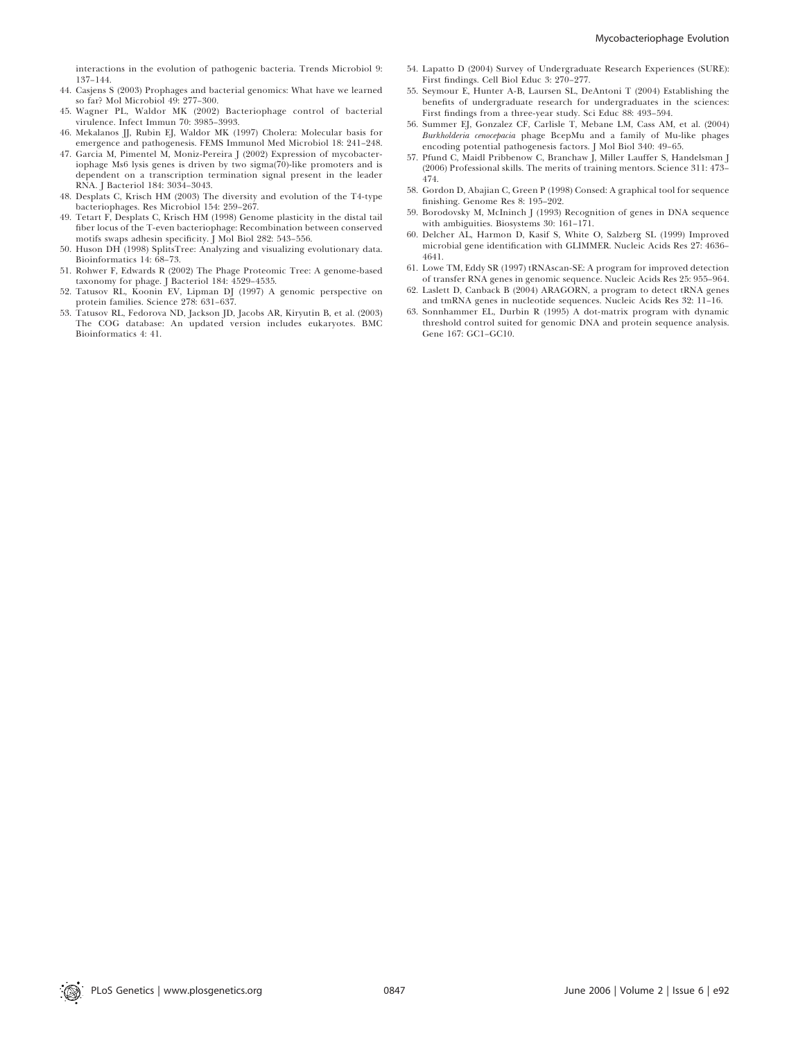interactions in the evolution of pathogenic bacteria. Trends Microbiol 9: 137–144.

44. Casjens S (2003) Prophages and bacterial genomics: What have we learned so far? Mol Microbiol 49: 277–300.
45. Wagner PL, Waldor MK (2002) Bacteriophage control of bacterial virulence. Infect Immun 70: 3985–3993.
46. Mekalanos JJ, Rubin EJ, Waldor MK (1997) Cholera: Molecular basis for emergence and pathogenesis. FEMS Immunol Med Microbiol 18: 241–248.
47. Garcia M, Pimentel M, Moniz-Pereira J (2002) Expression of mycobacteriophage Ms6 lysis genes is driven by two sigma(70)-like promoters and is dependent on a transcription termination signal present in the leader RNA. J Bacteriol 184: 3034–3043.
48. Desplats C, Krisch HM (2003) The diversity and evolution of the T4-type bacteriophages. Res Microbiol 154: 259–267.
49. Tetart F, Desplats C, Krisch HM (1998) Genome plasticity in the distal tail fiber locus of the T-even bacteriophage: Recombination between conserved motifs swaps adhesin specificity. J Mol Biol 282: 543–556.
50. Huson DH (1998) SplitsTree: Analyzing and visualizing evolutionary data. Bioinformatics 14: 68–73.
51. Rohwer F, Edwards R (2002) The Phage Proteomic Tree: A genome-based taxonomy for phage. J Bacteriol 184: 4529–4535.
52. Tatusov RL, Koonin EV, Lipman DJ (1997) A genomic perspective on protein families. Science 278: 631–637.
53. Tatusov RL, Fedorova ND, Jackson JD, Jacobs AR, Kiryutin B, et al. (2003) The COG database: An updated version includes eukaryotes. BMC Bioinformatics 4: 41.
54. Lapatto D (2004) Survey of Undergraduate Research Experiences (SURE): First findings. Cell Biol Educ 3: 270–277.
55. Seymour E, Hunter A-B, Laursen SL, DeAntoni T (2004) Establishing the benefits of undergraduate research for undergraduates in the sciences: First findings from a three-year study. Sci Educ 88: 493–594.
56. Summer EJ, Gonzalez CF, Carlisle T, Mebane LM, Cass AM, et al. (2004) *Burkholderia cenocepacia* phage BcepMu and a family of Mu-like phages encoding potential pathogenesis factors. J Mol Biol 340: 49–65.
57. Pfund C, Maidl Pribbenow C, Branchaw J, Miller Lauffer S, Handelsman J (2006) Professional skills. The merits of training mentors. Science 311: 473–474.
58. Gordon D, Abajian C, Green P (1998) Consed: A graphical tool for sequence finishing. Genome Res 8: 195–202.
59. Borodovsky M, McIninch J (1993) Recognition of genes in DNA sequence with ambiguities. Biosystems 30: 161–171.
60. Delcher AL, Harmon D, Kasif S, White O, Salzberg SL (1999) Improved microbial gene identification with GLIMMER. Nucleic Acids Res 27: 4636–4641.
61. Lowe TM, Eddy SR (1997) tRNAscan-SE: A program for improved detection of transfer RNA genes in genomic sequence. Nucleic Acids Res 25: 955–964.
62. Laslett D, Canback B (2004) ARAGORN, a program to detect tRNA genes and tmRNA genes in nucleotide sequences. Nucleic Acids Res 32: 11–16.
63. Sonnhammer EL, Durbin R (1995) A dot-matrix program with dynamic threshold control suited for genomic DNA and protein sequence analysis. Gene 167: GC1–GC10.